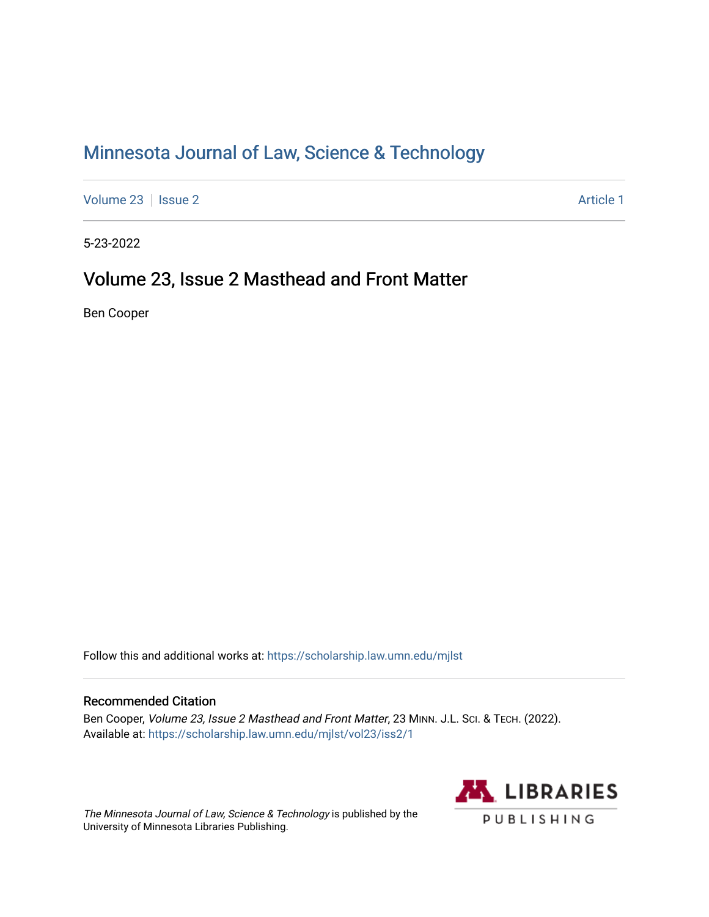# Minnesota Journal of Law, Science & Technology

Volume 23 | Issue 2 | Article 1

5-23-2022

## Volume 23, Issue 2 Masthead and Front Matter

Ben Cooper

Follow this and additional works at: https://scholarship.law.umn.edu/mjlst

### Recommended Citation

Ben Cooper, *Volume 23, Issue 2 Masthead and Front Matter*, 23 MINN. J.L. SCI. & TECH. (2022).
Available at: https://scholarship.law.umn.edu/mjlst/vol23/iss2/1

*The Minnesota Journal of Law, Science & Technology* is published by the University of Minnesota Libraries Publishing.

LIBRARIES PUBLISHING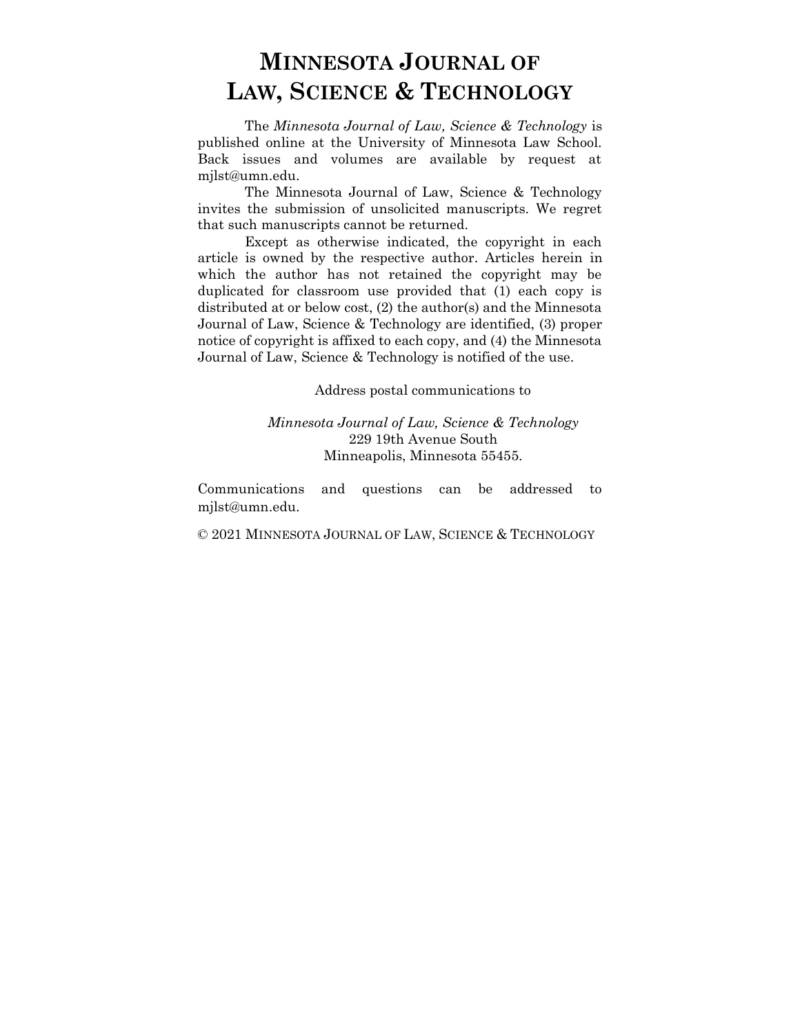# MINNESOTA JOURNAL OF LAW, SCIENCE & TECHNOLOGY

The *Minnesota Journal of Law, Science & Technology* is published online at the University of Minnesota Law School. Back issues and volumes are available by request at mjlst@umn.edu.

The Minnesota Journal of Law, Science & Technology invites the submission of unsolicited manuscripts. We regret that such manuscripts cannot be returned.

Except as otherwise indicated, the copyright in each article is owned by the respective author. Articles herein in which the author has not retained the copyright may be duplicated for classroom use provided that (1) each copy is distributed at or below cost, (2) the author(s) and the Minnesota Journal of Law, Science & Technology are identified, (3) proper notice of copyright is affixed to each copy, and (4) the Minnesota Journal of Law, Science & Technology is notified of the use.

Address postal communications to

*Minnesota Journal of Law, Science & Technology*
229 19th Avenue South
Minneapolis, Minnesota 55455.

Communications and questions can be addressed to mjlst@umn.edu.

© 2021 MINNESOTA JOURNAL OF LAW, SCIENCE & TECHNOLOGY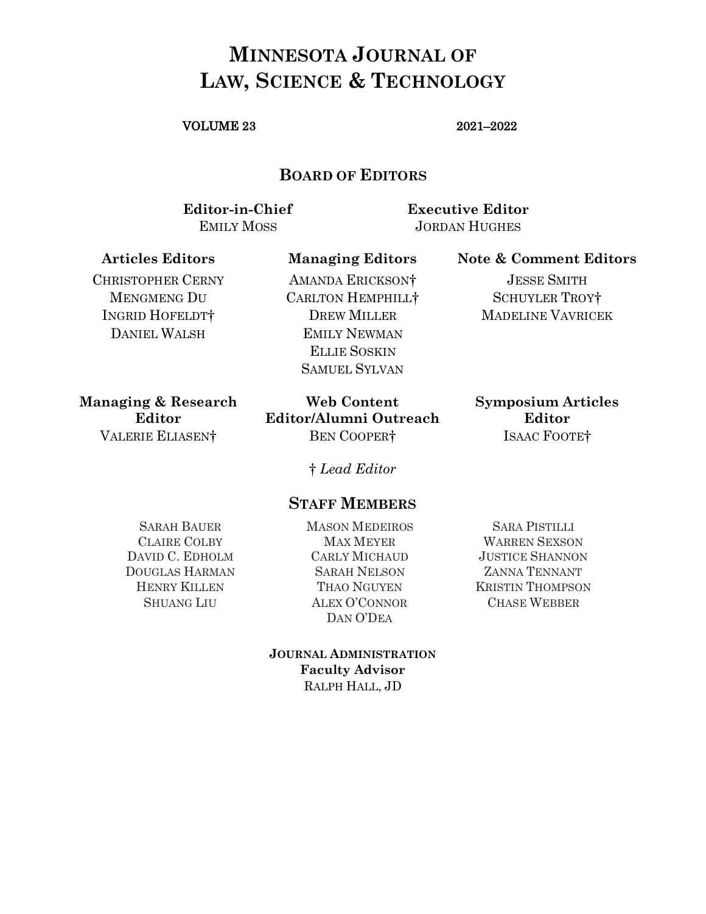# MINNESOTA JOURNAL OF LAW, SCIENCE & TECHNOLOGY

VOLUME 23 2021–2022

## BOARD OF EDITORS

**Editor-in-Chief**
EMILY MOSS

**Executive Editor**
JORDAN HUGHES

**Articles Editors**
CHRISTOPHER CERNY
MENGMENG DU
INGRID HOFELDT†
DANIEL WALSH

**Managing Editors**
AMANDA ERICKSON†
CARLTON HEMPHILL†
DREW MILLER
EMILY NEWMAN
ELLIE SOSKIN
SAMUEL SYLVAN

**Note & Comment Editors**
JESSE SMITH
SCHUYLER TROY†
MADELINE VAVRICEK

**Managing & Research Editor**
VALERIE ELIASEN†

**Web Content Editor/Alumni Outreach**
BEN COOPER†

**Symposium Articles Editor**
ISAAC FOOTE†

† *Lead Editor*

## STAFF MEMBERS

SARAH BAUER
CLAIRE COLBY
DAVID C. EDHOLM
DOUGLAS HARMAN
HENRY KILLEN
SHUANG LIU
MASON MEDEIROS
MAX MEYER
CARLY MICHAUD
SARAH NELSON
THAO NGUYEN
ALEX O'CONNOR
DAN O'DEA
SARA PISTILLI
WARREN SEXSON
JUSTICE SHANNON
ZANNA TENNANT
KRISTIN THOMPSON
CHASE WEBBER

**JOURNAL ADMINISTRATION**
**Faculty Advisor**
RALPH HALL, JD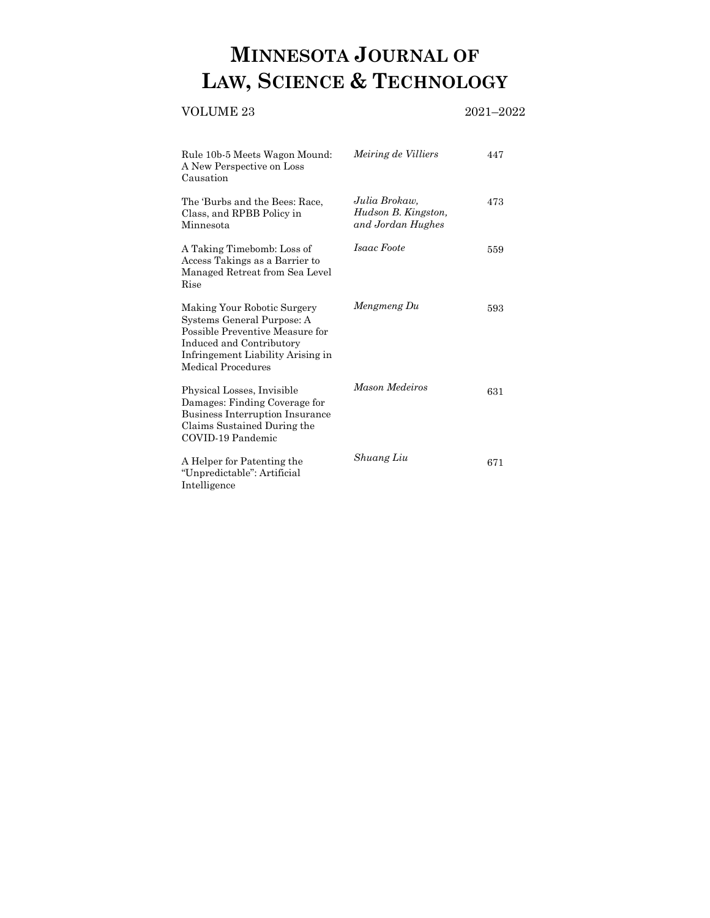# MINNESOTA JOURNAL OF LAW, SCIENCE & TECHNOLOGY

VOLUME 23 2021–2022

| | | |
|---|---|---|
| Rule 10b-5 Meets Wagon Mound: A New Perspective on Loss Causation | *Meiring de Villiers* | 447 |
| The 'Burbs and the Bees: Race, Class, and RPBB Policy in Minnesota | *Julia Brokaw, Hudson B. Kingston, and Jordan Hughes* | 473 |
| A Taking Timebomb: Loss of Access Takings as a Barrier to Managed Retreat from Sea Level Rise | *Isaac Foote* | 559 |
| Making Your Robotic Surgery Systems General Purpose: A Possible Preventive Measure for Induced and Contributory Infringement Liability Arising in Medical Procedures | *Mengmeng Du* | 593 |
| Physical Losses, Invisible Damages: Finding Coverage for Business Interruption Insurance Claims Sustained During the COVID-19 Pandemic | *Mason Medeiros* | 631 |
| A Helper for Patenting the "Unpredictable": Artificial Intelligence | *Shuang Liu* | 671 |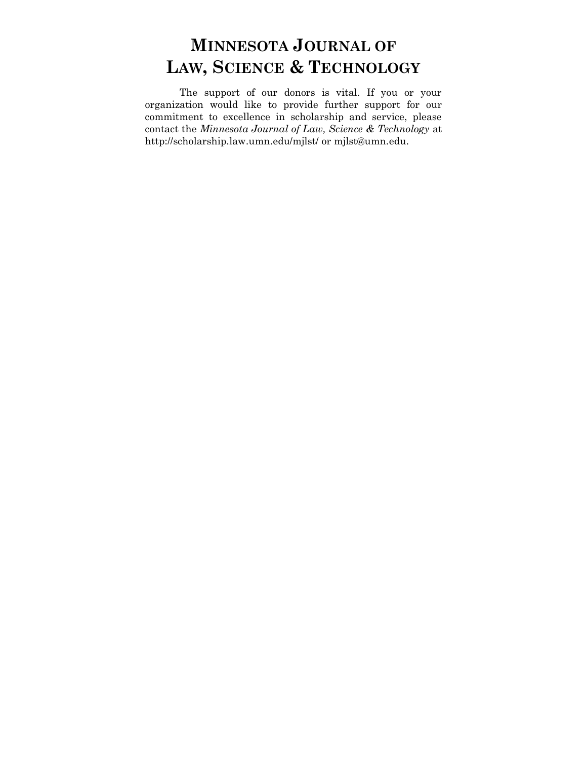# MINNESOTA JOURNAL OF LAW, SCIENCE & TECHNOLOGY

The support of our donors is vital. If you or your organization would like to provide further support for our commitment to excellence in scholarship and service, please contact the *Minnesota Journal of Law, Science & Technology* at http://scholarship.law.umn.edu/mjlst/ or mjlst@umn.edu.